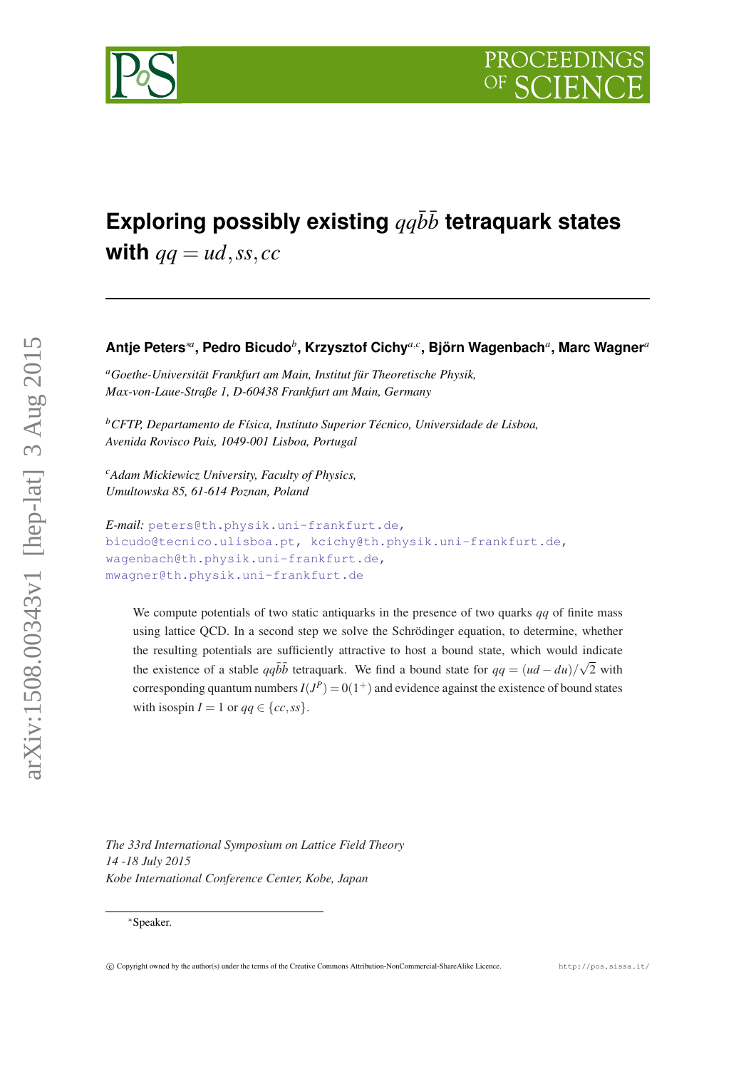# Exploring possibly existing $qq\bar{b}\bar{b}$ tetraquark states with $qq = ud, ss, cc$

**Antje Peters**[*a], **Pedro Bicudo**[b], **Krzysztof Cichy**[a,c], **Björn Wagenbach**[a], **Marc Wagner**[a]

[a] *Goethe-Universität Frankfurt am Main, Institut für Theoretische Physik, Max-von-Laue-Straße 1, D-60438 Frankfurt am Main, Germany*

[b] *CFTP, Departamento de Física, Instituto Superior Técnico, Universidade de Lisboa, Avenida Rovisco Pais, 1049-001 Lisboa, Portugal*

[c] *Adam Mickiewicz University, Faculty of Physics, Umultowska 85, 61-614 Poznan, Poland*

*E-mail:* peters@th.physik.uni-frankfurt.de, bicudo@tecnico.ulisboa.pt, kcichy@th.physik.uni-frankfurt.de, wagenbach@th.physik.uni-frankfurt.de, mwagner@th.physik.uni-frankfurt.de

We compute potentials of two static antiquarks in the presence of two quarks $qq$ of finite mass using lattice QCD. In a second step we solve the Schrödinger equation, to determine, whether the resulting potentials are sufficiently attractive to host a bound state, which would indicate the existence of a stable $qq\bar{b}\bar{b}$ tetraquark. We find a bound state for $qq = (ud - du)/\sqrt{2}$ with corresponding quantum numbers $I(J^P) = 0(1^+)$ and evidence against the existence of bound states with isospin $I = 1$ or $qq \in \{cc, ss\}$.

*The 33rd International Symposium on Lattice Field Theory*
*14 -18 July 2015*
*Kobe International Conference Center, Kobe, Japan*

[*] Speaker.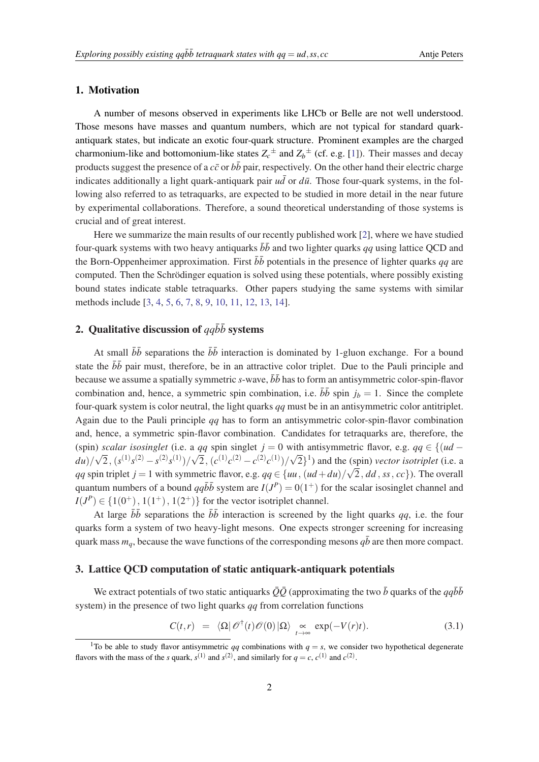## 1. Motivation

A number of mesons observed in experiments like LHCb or Belle are not well understood. Those mesons have masses and quantum numbers, which are not typical for standard quark-antiquark states, but indicate an exotic four-quark structure. Prominent examples are the charged charmonium-like and bottomonium-like states $Z_c^{\pm}$ and $Z_b^{\pm}$ (cf. e.g. [1]). Their masses and decay products suggest the presence of a $c\bar{c}$ or $b\bar{b}$ pair, respectively. On the other hand their electric charge indicates additionally a light quark-antiquark pair $u\bar{d}$ or $d\bar{u}$. Those four-quark systems, in the following also referred to as tetraquarks, are expected to be studied in more detail in the near future by experimental collaborations. Therefore, a sound theoretical understanding of those systems is crucial and of great interest.

Here we summarize the main results of our recently published work [2], where we have studied four-quark systems with two heavy antiquarks $\bar{b}\bar{b}$ and two lighter quarks $qq$ using lattice QCD and the Born-Oppenheimer approximation. First $\bar{b}\bar{b}$ potentials in the presence of lighter quarks $qq$ are computed. Then the Schrödinger equation is solved using these potentials, where possibly existing bound states indicate stable tetraquarks. Other papers studying the same systems with similar methods include [3, 4, 5, 6, 7, 8, 9, 10, 11, 12, 13, 14].

## 2. Qualitative discussion of $qq\bar{b}\bar{b}$ systems

At small $\bar{b}\bar{b}$ separations the $\bar{b}\bar{b}$ interaction is dominated by 1-gluon exchange. For a bound state the $\bar{b}\bar{b}$ pair must, therefore, be in an attractive color triplet. Due to the Pauli principle and because we assume a spatially symmetric *s*-wave, $\bar{b}\bar{b}$ has to form an antisymmetric color-spin-flavor combination and, hence, a symmetric spin combination, i.e. $\bar{b}\bar{b}$ spin $j_b = 1$. Since the complete four-quark system is color neutral, the light quarks $qq$ must be in an antisymmetric color antitriplet. Again due to the Pauli principle $qq$ has to form an antisymmetric color-spin-flavor combination and, hence, a symmetric spin-flavor combination. Candidates for tetraquarks are, therefore, the (spin) *scalar isosinglet* (i.e. a $qq$ spin singlet $j = 0$ with antisymmetric flavor, e.g. $qq \in \{(ud - du)/\sqrt{2}\,,\,(s^{(1)}s^{(2)} - s^{(2)}s^{(1)})/\sqrt{2}\,,\,(c^{(1)}c^{(2)} - c^{(2)}c^{(1)})/\sqrt{2}\}$[1]) and the (spin) *vector isotriplet* (i.e. a $qq$ spin triplet $j = 1$ with symmetric flavor, e.g. $qq \in \{uu\,,\,(ud + du)/\sqrt{2}\,,\,dd\,,\,ss\,,\,cc\}$). The overall quantum numbers of a bound $qq\bar{b}\bar{b}$ system are $I(J^P) = 0(1^+)$ for the scalar isosinglet channel and $I(J^P) \in \{1(0^+)\,,\,1(1^+)\,,\,1(2^+)\}$ for the vector isotriplet channel.

At large $\bar{b}\bar{b}$ separations the $\bar{b}\bar{b}$ interaction is screened by the light quarks $qq$, i.e. the four quarks form a system of two heavy-light mesons. One expects stronger screening for increasing quark mass $m_q$, because the wave functions of the corresponding mesons $q\bar{b}$ are then more compact.

## 3. Lattice QCD computation of static antiquark-antiquark potentials

We extract potentials of two static antiquarks $\bar{Q}\bar{Q}$ (approximating the two $\bar{b}$ quarks of the $qq\bar{b}\bar{b}$ system) in the presence of two light quarks $qq$ from correlation functions

$$C(t,r) \;\; = \;\; \langle\Omega|\,\mathcal{O}^\dagger(t)\mathcal{O}(0)\,|\Omega\rangle \underset{t\to\infty}{\propto} \exp(-V(r)t). \tag{3.1}$$

[1] To be able to study flavor antisymmetric $qq$ combinations with $q = s$, we consider two hypothetical degenerate flavors with the mass of the $s$ quark, $s^{(1)}$ and $s^{(2)}$, and similarly for $q = c$, $c^{(1)}$ and $c^{(2)}$.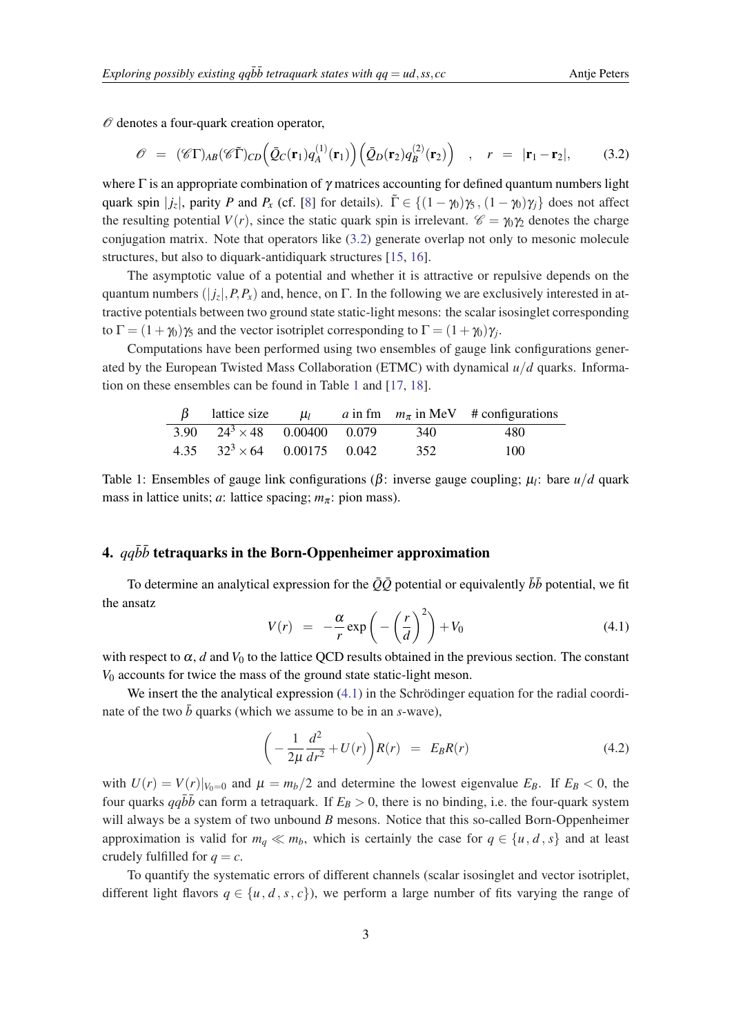$\mathscr{O}$ denotes a four-quark creation operator,

$$\mathscr{O} \;=\; (\mathscr{C}\Gamma)_{AB}(\mathscr{C}\tilde{\Gamma})_{CD}\Big(\bar{Q}_C(\mathbf{r}_1)q_A^{(1)}(\mathbf{r}_1)\Big)\Big(\bar{Q}_D(\mathbf{r}_2)q_B^{(2)}(\mathbf{r}_2)\Big) \quad , \quad r \;=\; |\mathbf{r}_1 - \mathbf{r}_2|, \tag{3.2}$$

where $\Gamma$ is an appropriate combination of $\gamma$ matrices accounting for defined quantum numbers light quark spin $|j_z|$, parity $P$ and $P_x$ (cf. [8] for details). $\tilde{\Gamma} \in \{(1-\gamma_0)\gamma_5\,,\,(1-\gamma_0)\gamma_j\}$ does not affect the resulting potential $V(r)$, since the static quark spin is irrelevant. $\mathscr{C} = \gamma_0\gamma_2$ denotes the charge conjugation matrix. Note that operators like (3.2) generate overlap not only to mesonic molecule structures, but also to diquark-antidiquark structures [15, 16].

The asymptotic value of a potential and whether it is attractive or repulsive depends on the quantum numbers $(|j_z|, P, P_x)$ and, hence, on $\Gamma$. In the following we are exclusively interested in attractive potentials between two ground state static-light mesons: the scalar isosinglet corresponding to $\Gamma = (1+\gamma_0)\gamma_5$ and the vector isotriplet corresponding to $\Gamma = (1+\gamma_0)\gamma_j$.

Computations have been performed using two ensembles of gauge link configurations generated by the European Twisted Mass Collaboration (ETMC) with dynamical $u/d$ quarks. Information on these ensembles can be found in Table 1 and [17, 18].

| $\beta$ | lattice size | $\mu_l$ | $a$ in fm | $m_\pi$ in MeV | # configurations |
|---|---|---|---|---|---|
| 3.90 | $24^3 \times 48$ | 0.00400 | 0.079 | 340 | 480 |
| 4.35 | $32^3 \times 64$ | 0.00175 | 0.042 | 352 | 100 |

Table 1: Ensembles of gauge link configurations ($\beta$: inverse gauge coupling; $\mu_l$: bare $u/d$ quark mass in lattice units; $a$: lattice spacing; $m_\pi$: pion mass).

## 4. $qq\bar{b}\bar{b}$ tetraquarks in the Born-Oppenheimer approximation

To determine an analytical expression for the $\bar{Q}\bar{Q}$ potential or equivalently $\bar{b}\bar{b}$ potential, we fit the ansatz

$$V(r) \;=\; -\frac{\alpha}{r}\exp\bigg(-\Big(\frac{r}{d}\Big)^2\bigg) + V_0 \tag{4.1}$$

with respect to $\alpha$, $d$ and $V_0$ to the lattice QCD results obtained in the previous section. The constant $V_0$ accounts for twice the mass of the ground state static-light meson.

We insert the the analytical expression (4.1) in the Schrödinger equation for the radial coordinate of the two $\bar{b}$ quarks (which we assume to be in an $s$-wave),

$$\bigg(-\frac{1}{2\mu}\frac{d^2}{dr^2} + U(r)\bigg)R(r) \;=\; E_B R(r) \tag{4.2}$$

with $U(r) = V(r)|_{V_0=0}$ and $\mu = m_b/2$ and determine the lowest eigenvalue $E_B$. If $E_B < 0$, the four quarks $qq\bar{b}\bar{b}$ can form a tetraquark. If $E_B > 0$, there is no binding, i.e. the four-quark system will always be a system of two unbound $B$ mesons. Notice that this so-called Born-Oppenheimer approximation is valid for $m_q \ll m_b$, which is certainly the case for $q \in \{u\,,d\,,s\}$ and at least crudely fulfilled for $q = c$.

To quantify the systematic errors of different channels (scalar isosinglet and vector isotriplet, different light flavors $q \in \{u\,,d\,,s\,,c\}$), we perform a large number of fits varying the range of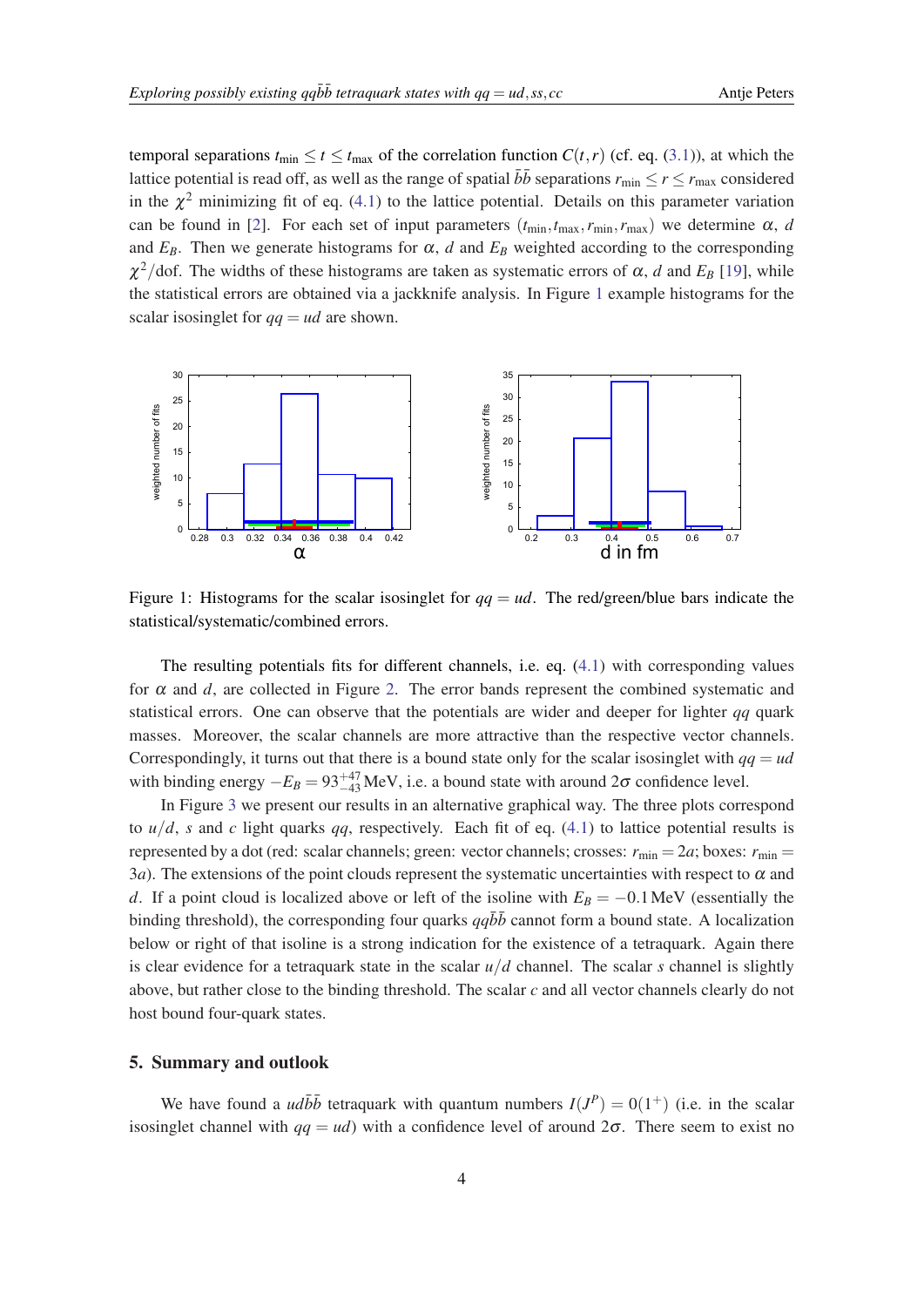temporal separations $t_{\min} \leq t \leq t_{\max}$ of the correlation function $C(t,r)$ (cf. eq. (3.1)), at which the lattice potential is read off, as well as the range of spatial $\bar{b}\bar{b}$ separations $r_{\min} \leq r \leq r_{\max}$ considered in the $\chi^2$ minimizing fit of eq. (4.1) to the lattice potential. Details on this parameter variation can be found in [2]. For each set of input parameters $(t_{\min}, t_{\max}, r_{\min}, r_{\max})$ we determine $\alpha$, $d$ and $E_B$. Then we generate histograms for $\alpha$, $d$ and $E_B$ weighted according to the corresponding $\chi^2/\text{dof}$. The widths of these histograms are taken as systematic errors of $\alpha$, $d$ and $E_B$ [19], while the statistical errors are obtained via a jackknife analysis. In Figure 1 example histograms for the scalar isosinglet for $qq = ud$ are shown.

Figure 1: Histograms for the scalar isosinglet for $qq = ud$. The red/green/blue bars indicate the statistical/systematic/combined errors.

The resulting potentials fits for different channels, i.e. eq. (4.1) with corresponding values for $\alpha$ and $d$, are collected in Figure 2. The error bands represent the combined systematic and statistical errors. One can observe that the potentials are wider and deeper for lighter $qq$ quark masses. Moreover, the scalar channels are more attractive than the respective vector channels. Correspondingly, it turns out that there is a bound state only for the scalar isosinglet with $qq = ud$ with binding energy $-E_B = 93^{+47}_{-43}\,\text{MeV}$, i.e. a bound state with around $2\sigma$ confidence level.

In Figure 3 we present our results in an alternative graphical way. The three plots correspond to $u/d$, $s$ and $c$ light quarks $qq$, respectively. Each fit of eq. (4.1) to lattice potential results is represented by a dot (red: scalar channels; green: vector channels; crosses: $r_{\min} = 2a$; boxes: $r_{\min} = 3a$). The extensions of the point clouds represent the systematic uncertainties with respect to $\alpha$ and $d$. If a point cloud is localized above or left of the isoline with $E_B = -0.1\,\text{MeV}$ (essentially the binding threshold), the corresponding four quarks $qq\bar{b}\bar{b}$ cannot form a bound state. A localization below or right of that isoline is a strong indication for the existence of a tetraquark. Again there is clear evidence for a tetraquark state in the scalar $u/d$ channel. The scalar $s$ channel is slightly above, but rather close to the binding threshold. The scalar $c$ and all vector channels clearly do not host bound four-quark states.

## 5. Summary and outlook

We have found a $ud\bar{b}\bar{b}$ tetraquark with quantum numbers $I(J^P) = 0(1^+)$ (i.e. in the scalar isosinglet channel with $qq = ud$) with a confidence level of around $2\sigma$. There seem to exist no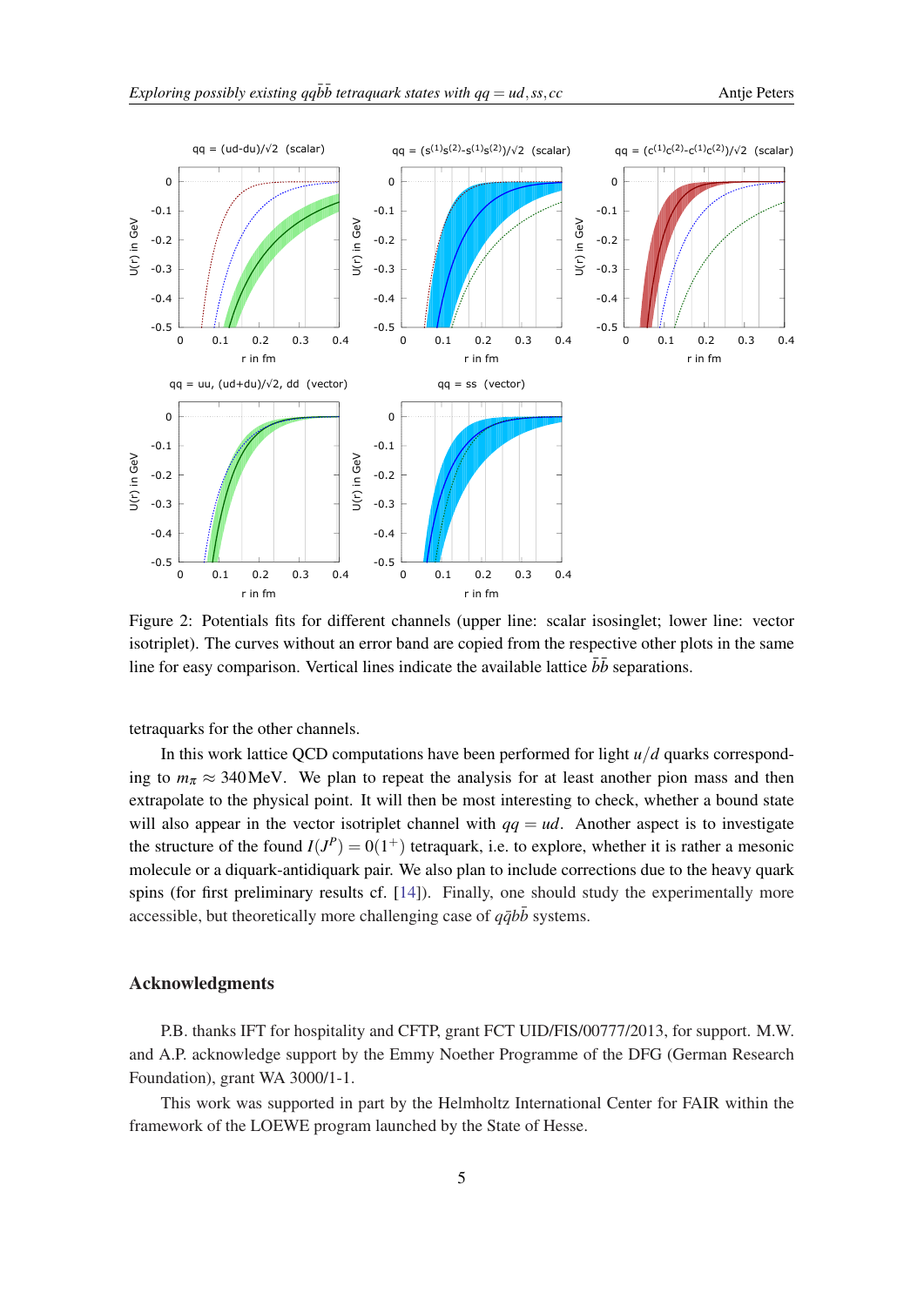Figure 2: Potentials fits for different channels (upper line: scalar isosinglet; lower line: vector isotriplet). The curves without an error band are copied from the respective other plots in the same line for easy comparison. Vertical lines indicate the available lattice $\bar{b}\bar{b}$ separations.

tetraquarks for the other channels.

In this work lattice QCD computations have been performed for light $u/d$ quarks corresponding to $m_\pi \approx 340\,\text{MeV}$. We plan to repeat the analysis for at least another pion mass and then extrapolate to the physical point. It will then be most interesting to check, whether a bound state will also appear in the vector isotriplet channel with $qq = ud$. Another aspect is to investigate the structure of the found $I(J^P) = 0(1^+)$ tetraquark, i.e. to explore, whether it is rather a mesonic molecule or a diquark-antidiquark pair. We also plan to include corrections due to the heavy quark spins (for first preliminary results cf. [14]). Finally, one should study the experimentally more accessible, but theoretically more challenging case of $q\bar{q}b\bar{b}$ systems.

## Acknowledgments

P.B. thanks IFT for hospitality and CFTP, grant FCT UID/FIS/00777/2013, for support. M.W. and A.P. acknowledge support by the Emmy Noether Programme of the DFG (German Research Foundation), grant WA 3000/1-1.

This work was supported in part by the Helmholtz International Center for FAIR within the framework of the LOEWE program launched by the State of Hesse.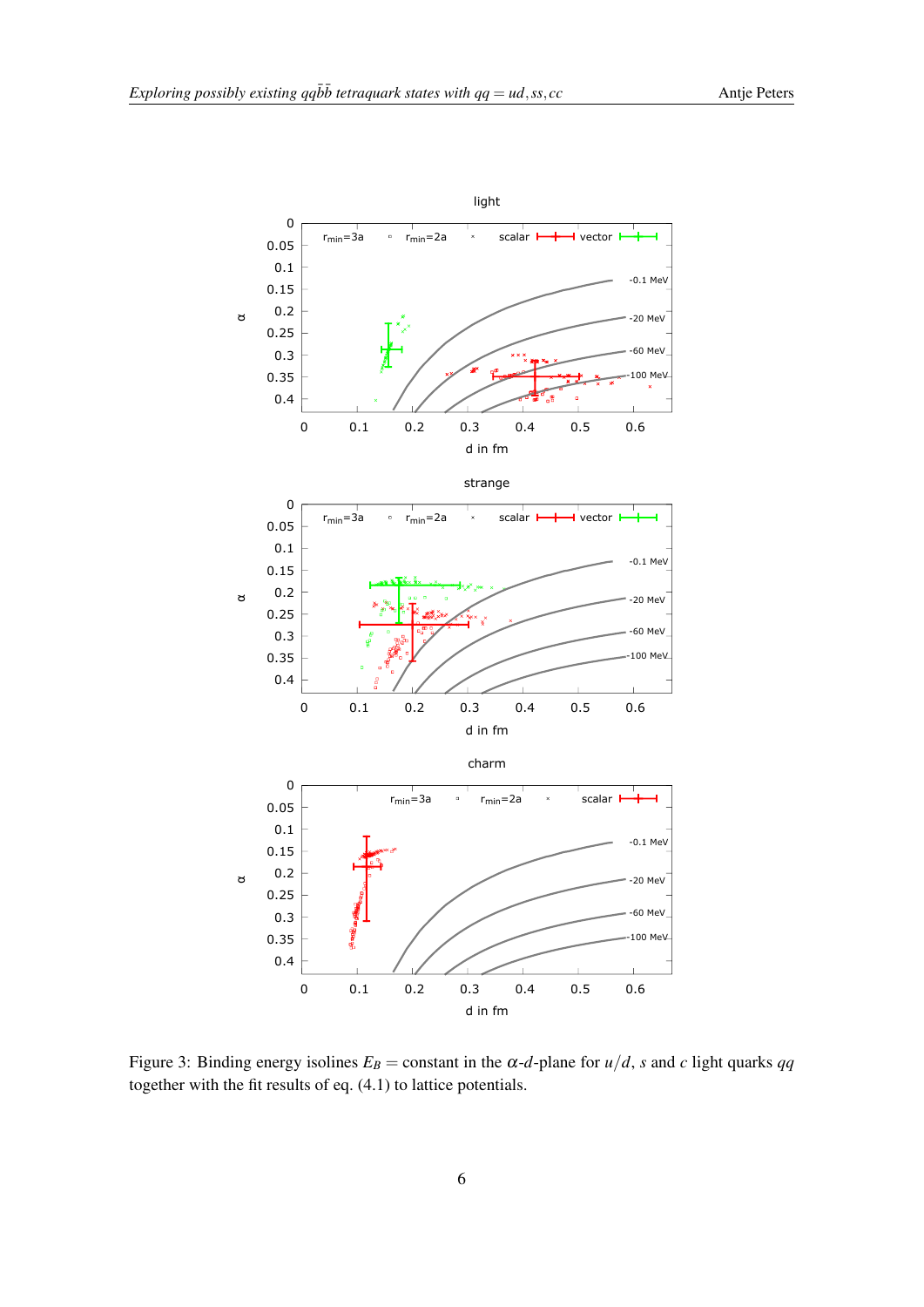Figure 3: Binding energy isolines $E_B$ = constant in the $\alpha$-$d$-plane for $u/d$, $s$ and $c$ light quarks $qq$ together with the fit results of eq. (4.1) to lattice potentials.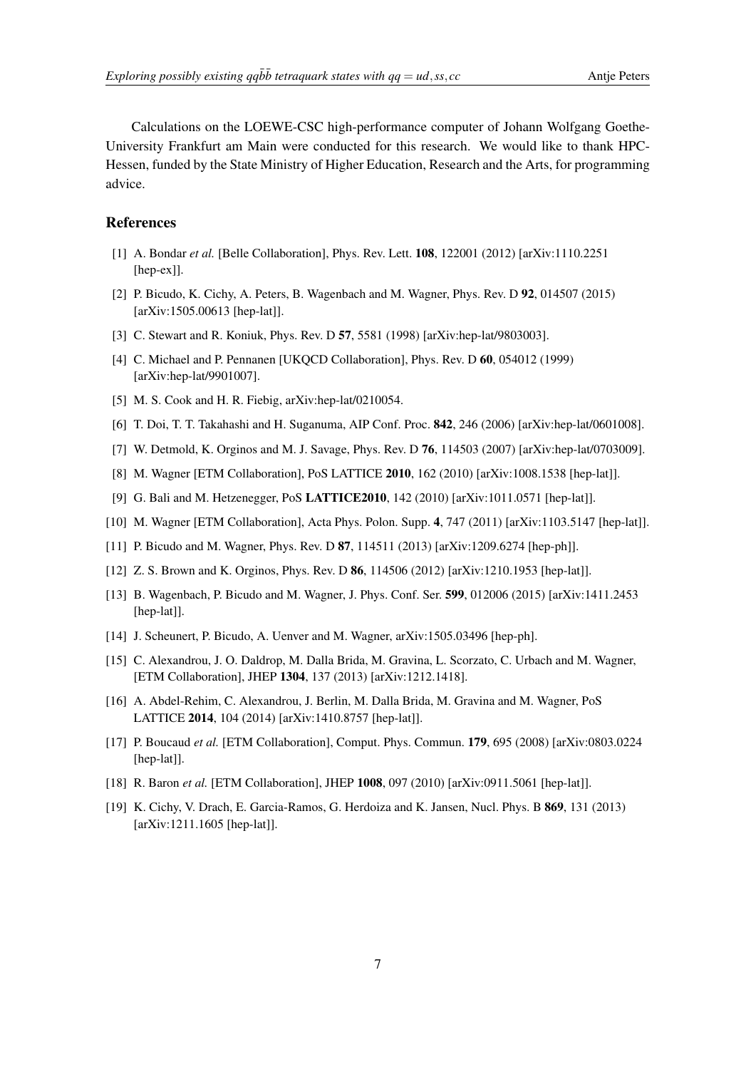Calculations on the LOEWE-CSC high-performance computer of Johann Wolfgang Goethe-University Frankfurt am Main were conducted for this research. We would like to thank HPC-Hessen, funded by the State Ministry of Higher Education, Research and the Arts, for programming advice.

## References

[1] A. Bondar *et al.* [Belle Collaboration], Phys. Rev. Lett. **108**, 122001 (2012) [arXiv:1110.2251 [hep-ex]].

[2] P. Bicudo, K. Cichy, A. Peters, B. Wagenbach and M. Wagner, Phys. Rev. D **92**, 014507 (2015) [arXiv:1505.00613 [hep-lat]].

[3] C. Stewart and R. Koniuk, Phys. Rev. D **57**, 5581 (1998) [arXiv:hep-lat/9803003].

[4] C. Michael and P. Pennanen [UKQCD Collaboration], Phys. Rev. D **60**, 054012 (1999) [arXiv:hep-lat/9901007].

[5] M. S. Cook and H. R. Fiebig, arXiv:hep-lat/0210054.

[6] T. Doi, T. T. Takahashi and H. Suganuma, AIP Conf. Proc. **842**, 246 (2006) [arXiv:hep-lat/0601008].

[7] W. Detmold, K. Orginos and M. J. Savage, Phys. Rev. D **76**, 114503 (2007) [arXiv:hep-lat/0703009].

[8] M. Wagner [ETM Collaboration], PoS LATTICE **2010**, 162 (2010) [arXiv:1008.1538 [hep-lat]].

[9] G. Bali and M. Hetzenegger, PoS **LATTICE2010**, 142 (2010) [arXiv:1011.0571 [hep-lat]].

[10] M. Wagner [ETM Collaboration], Acta Phys. Polon. Supp. **4**, 747 (2011) [arXiv:1103.5147 [hep-lat]].

[11] P. Bicudo and M. Wagner, Phys. Rev. D **87**, 114511 (2013) [arXiv:1209.6274 [hep-ph]].

[12] Z. S. Brown and K. Orginos, Phys. Rev. D **86**, 114506 (2012) [arXiv:1210.1953 [hep-lat]].

[13] B. Wagenbach, P. Bicudo and M. Wagner, J. Phys. Conf. Ser. **599**, 012006 (2015) [arXiv:1411.2453 [hep-lat]].

[14] J. Scheunert, P. Bicudo, A. Uenver and M. Wagner, arXiv:1505.03496 [hep-ph].

[15] C. Alexandrou, J. O. Daldrop, M. Dalla Brida, M. Gravina, L. Scorzato, C. Urbach and M. Wagner, [ETM Collaboration], JHEP **1304**, 137 (2013) [arXiv:1212.1418].

[16] A. Abdel-Rehim, C. Alexandrou, J. Berlin, M. Dalla Brida, M. Gravina and M. Wagner, PoS LATTICE **2014**, 104 (2014) [arXiv:1410.8757 [hep-lat]].

[17] P. Boucaud *et al.* [ETM Collaboration], Comput. Phys. Commun. **179**, 695 (2008) [arXiv:0803.0224 [hep-lat]].

[18] R. Baron *et al.* [ETM Collaboration], JHEP **1008**, 097 (2010) [arXiv:0911.5061 [hep-lat]].

[19] K. Cichy, V. Drach, E. Garcia-Ramos, G. Herdoiza and K. Jansen, Nucl. Phys. B **869**, 131 (2013) [arXiv:1211.1605 [hep-lat]].